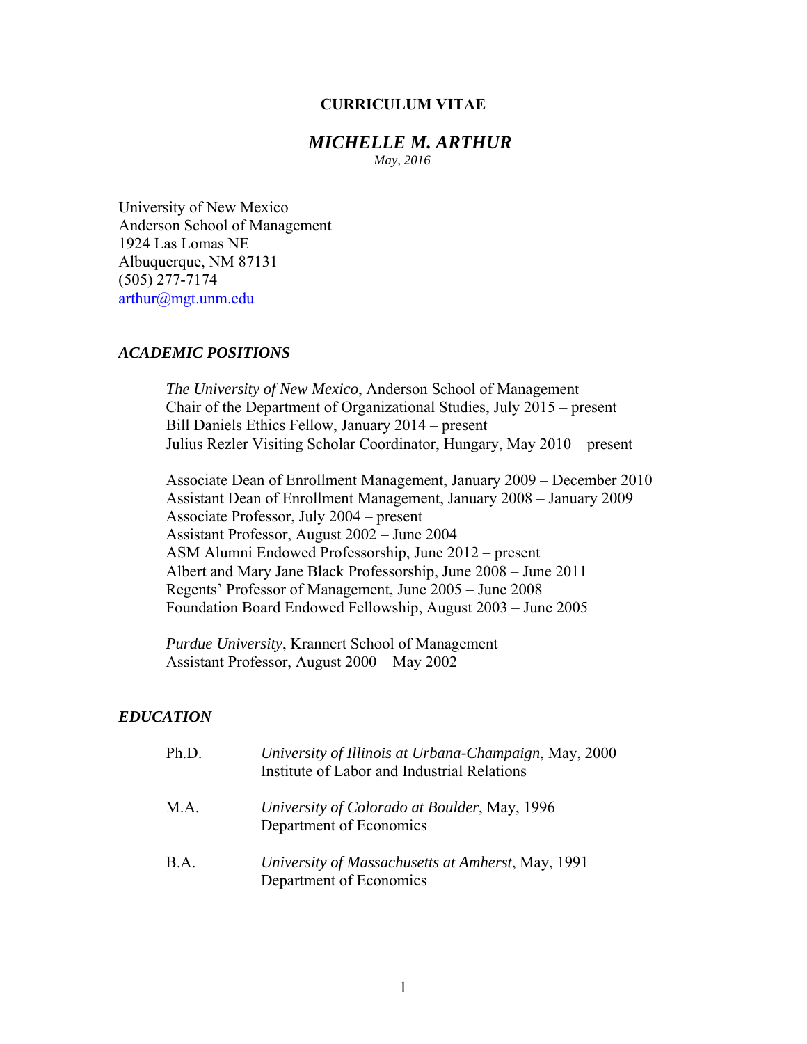# CURRICULUM VITAE

## *MICHELLE M. ARTHUR*

*May, 2016*

University of New Mexico
Anderson School of Management
1924 Las Lomas NE
Albuquerque, NM 87131
(505) 277-7174
arthur@mgt.unm.edu

### *ACADEMIC POSITIONS*

*The University of New Mexico*, Anderson School of Management
Chair of the Department of Organizational Studies, July 2015 – present
Bill Daniels Ethics Fellow, January 2014 – present
Julius Rezler Visiting Scholar Coordinator, Hungary, May 2010 – present

Associate Dean of Enrollment Management, January 2009 – December 2010
Assistant Dean of Enrollment Management, January 2008 – January 2009
Associate Professor, July 2004 – present
Assistant Professor, August 2002 – June 2004
ASM Alumni Endowed Professorship, June 2012 – present
Albert and Mary Jane Black Professorship, June 2008 – June 2011
Regents' Professor of Management, June 2005 – June 2008
Foundation Board Endowed Fellowship, August 2003 – June 2005

*Purdue University*, Krannert School of Management
Assistant Professor, August 2000 – May 2002

### *EDUCATION*

Ph.D. *University of Illinois at Urbana-Champaign*, May, 2000
Institute of Labor and Industrial Relations

M.A. *University of Colorado at Boulder*, May, 1996
Department of Economics

B.A. *University of Massachusetts at Amherst*, May, 1991
Department of Economics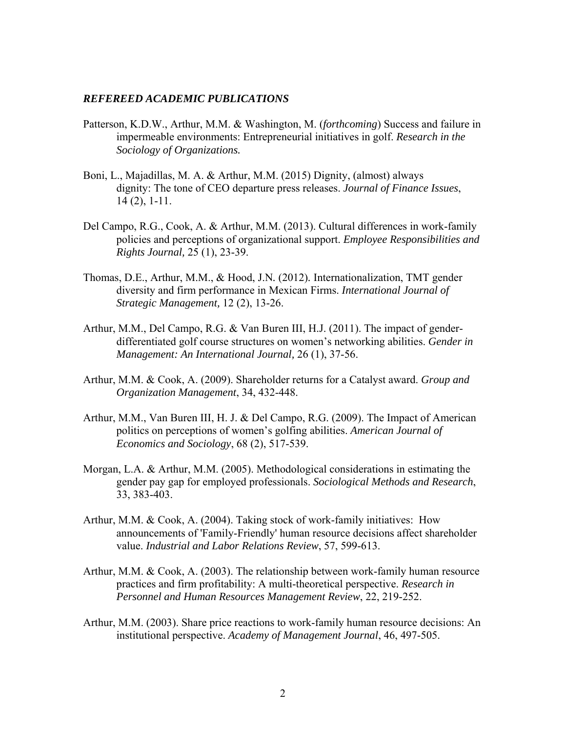### ***REFEREED ACADEMIC PUBLICATIONS***

Patterson, K.D.W., Arthur, M.M. & Washington, M. (*forthcoming*) Success and failure in impermeable environments: Entrepreneurial initiatives in golf. *Research in the Sociology of Organizations.*

Boni, L., Majadillas, M. A. & Arthur, M.M. (2015) Dignity, (almost) always dignity: The tone of CEO departure press releases. *Journal of Finance Issues*, 14 (2), 1-11.

Del Campo, R.G., Cook, A. & Arthur, M.M. (2013). Cultural differences in work-family policies and perceptions of organizational support. *Employee Responsibilities and Rights Journal,* 25 (1), 23-39.

Thomas, D.E., Arthur, M.M., & Hood, J.N. (2012). Internationalization, TMT gender diversity and firm performance in Mexican Firms. *International Journal of Strategic Management,* 12 (2), 13-26.

Arthur, M.M., Del Campo, R.G. & Van Buren III, H.J. (2011). The impact of gender-differentiated golf course structures on women's networking abilities. *Gender in Management: An International Journal,* 26 (1), 37-56.

Arthur, M.M. & Cook, A. (2009). Shareholder returns for a Catalyst award. *Group and Organization Management*, 34, 432-448.

Arthur, M.M., Van Buren III, H. J. & Del Campo, R.G. (2009). The Impact of American politics on perceptions of women's golfing abilities. *American Journal of Economics and Sociology*, 68 (2), 517-539.

Morgan, L.A. & Arthur, M.M. (2005). Methodological considerations in estimating the gender pay gap for employed professionals. *Sociological Methods and Research*, 33, 383-403.

Arthur, M.M. & Cook, A. (2004). Taking stock of work-family initiatives: How announcements of 'Family-Friendly' human resource decisions affect shareholder value. *Industrial and Labor Relations Review*, 57, 599-613.

Arthur, M.M. & Cook, A. (2003). The relationship between work-family human resource practices and firm profitability: A multi-theoretical perspective. *Research in Personnel and Human Resources Management Review*, 22, 219-252.

Arthur, M.M. (2003). Share price reactions to work-family human resource decisions: An institutional perspective. *Academy of Management Journal*, 46, 497-505.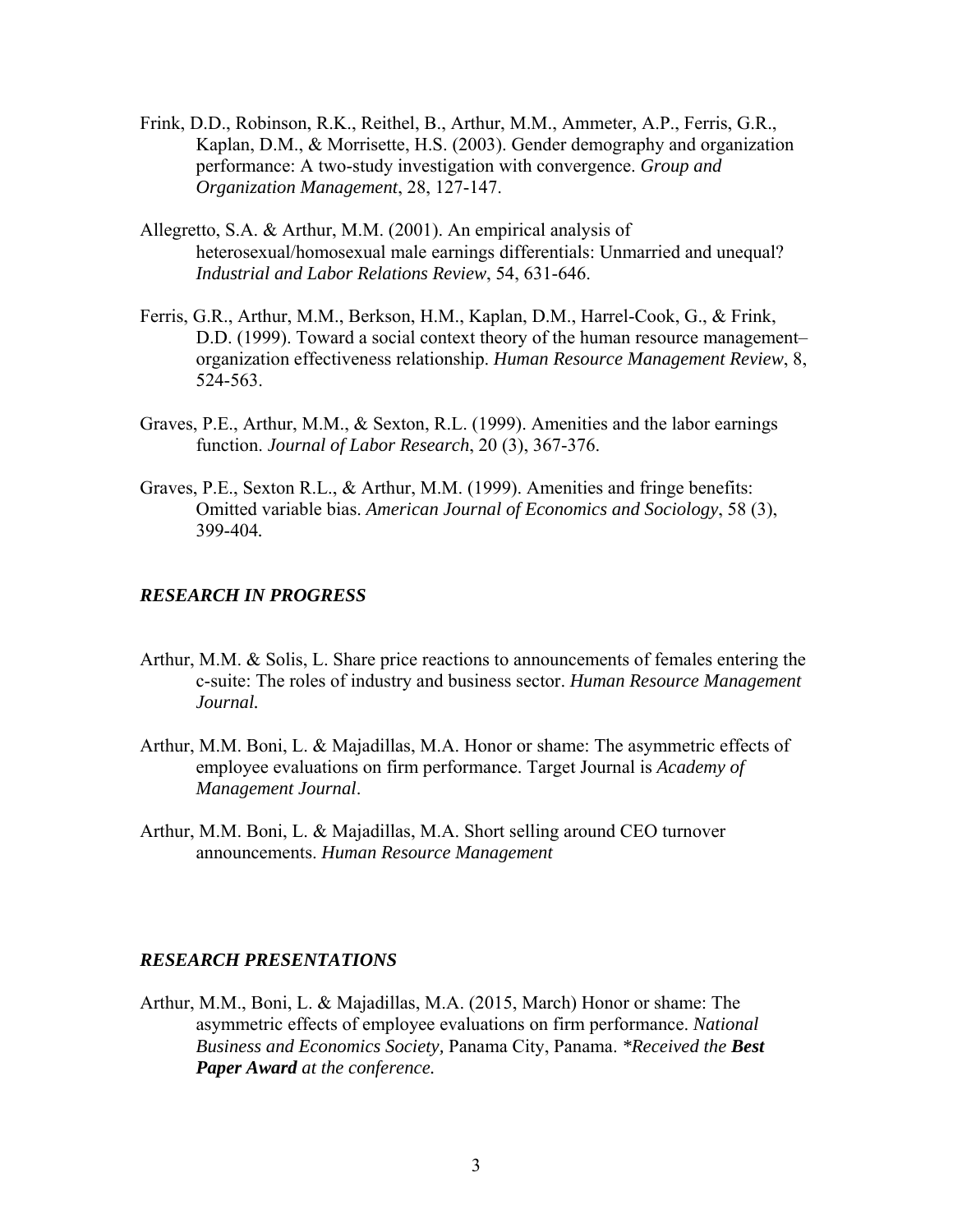Frink, D.D., Robinson, R.K., Reithel, B., Arthur, M.M., Ammeter, A.P., Ferris, G.R., Kaplan, D.M., & Morrisette, H.S. (2003). Gender demography and organization performance: A two-study investigation with convergence. *Group and Organization Management*, 28, 127-147.

Allegretto, S.A. & Arthur, M.M. (2001). An empirical analysis of heterosexual/homosexual male earnings differentials: Unmarried and unequal? *Industrial and Labor Relations Review*, 54, 631-646.

Ferris, G.R., Arthur, M.M., Berkson, H.M., Kaplan, D.M., Harrel-Cook, G., & Frink, D.D. (1999). Toward a social context theory of the human resource management–organization effectiveness relationship. *Human Resource Management Review*, 8, 524-563.

Graves, P.E., Arthur, M.M., & Sexton, R.L. (1999). Amenities and the labor earnings function. *Journal of Labor Research*, 20 (3), 367-376.

Graves, P.E., Sexton R.L., & Arthur, M.M. (1999). Amenities and fringe benefits: Omitted variable bias. *American Journal of Economics and Sociology*, 58 (3), 399-404.

### *RESEARCH IN PROGRESS*

Arthur, M.M. & Solis, L. Share price reactions to announcements of females entering the c-suite: The roles of industry and business sector. *Human Resource Management Journal.*

Arthur, M.M. Boni, L. & Majadillas, M.A. Honor or shame: The asymmetric effects of employee evaluations on firm performance. Target Journal is *Academy of Management Journal*.

Arthur, M.M. Boni, L. & Majadillas, M.A. Short selling around CEO turnover announcements. *Human Resource Management*

### *RESEARCH PRESENTATIONS*

Arthur, M.M., Boni, L. & Majadillas, M.A. (2015, March) Honor or shame: The asymmetric effects of employee evaluations on firm performance. *National Business and Economics Society,* Panama City, Panama. *\*Received the **Best Paper Award** at the conference.*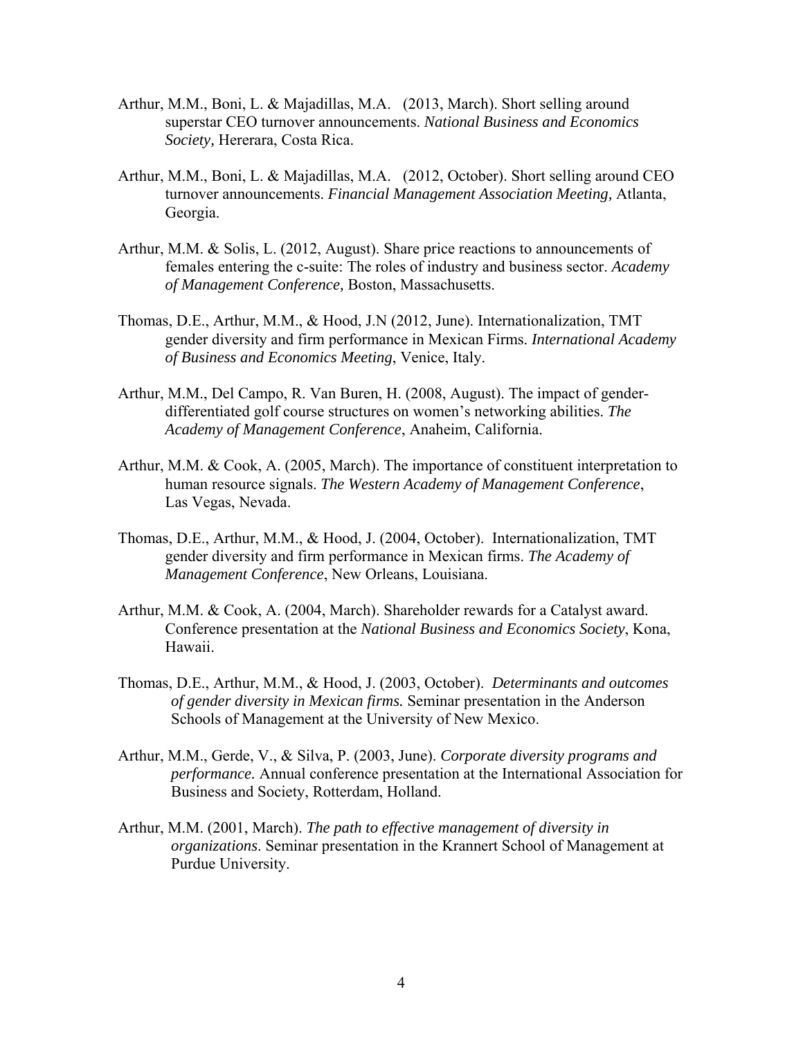Arthur, M.M., Boni, L. & Majadillas, M.A. (2013, March). Short selling around superstar CEO turnover announcements. *National Business and Economics Society,* Hererara, Costa Rica.

Arthur, M.M., Boni, L. & Majadillas, M.A. (2012, October). Short selling around CEO turnover announcements. *Financial Management Association Meeting,* Atlanta, Georgia.

Arthur, M.M. & Solis, L. (2012, August). Share price reactions to announcements of females entering the c-suite: The roles of industry and business sector. *Academy of Management Conference,* Boston, Massachusetts.

Thomas, D.E., Arthur, M.M., & Hood, J.N (2012, June). Internationalization, TMT gender diversity and firm performance in Mexican Firms. *International Academy of Business and Economics Meeting*, Venice, Italy.

Arthur, M.M., Del Campo, R. Van Buren, H. (2008, August). The impact of gender-differentiated golf course structures on women's networking abilities. *The Academy of Management Conference*, Anaheim, California.

Arthur, M.M. & Cook, A. (2005, March). The importance of constituent interpretation to human resource signals. *The Western Academy of Management Conference*, Las Vegas, Nevada.

Thomas, D.E., Arthur, M.M., & Hood, J. (2004, October). Internationalization, TMT gender diversity and firm performance in Mexican firms. *The Academy of Management Conference*, New Orleans, Louisiana.

Arthur, M.M. & Cook, A. (2004, March). Shareholder rewards for a Catalyst award. Conference presentation at the *National Business and Economics Society*, Kona, Hawaii.

Thomas, D.E., Arthur, M.M., & Hood, J. (2003, October). *Determinants and outcomes of gender diversity in Mexican firms.* Seminar presentation in the Anderson Schools of Management at the University of New Mexico.

Arthur, M.M., Gerde, V., & Silva, P. (2003, June). *Corporate diversity programs and performance.* Annual conference presentation at the International Association for Business and Society, Rotterdam, Holland.

Arthur, M.M. (2001, March). *The path to effective management of diversity in organizations*. Seminar presentation in the Krannert School of Management at Purdue University.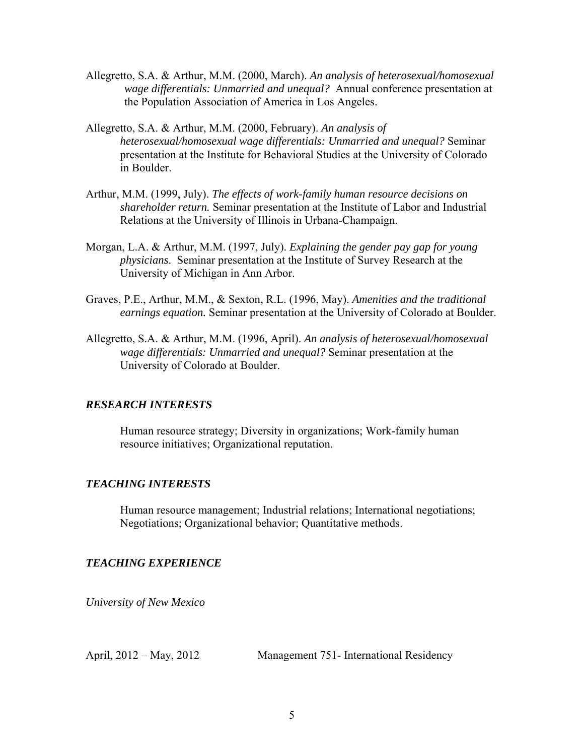Allegretto, S.A. & Arthur, M.M. (2000, March). *An analysis of heterosexual/homosexual wage differentials: Unmarried and unequal?* Annual conference presentation at the Population Association of America in Los Angeles.

Allegretto, S.A. & Arthur, M.M. (2000, February). *An analysis of heterosexual/homosexual wage differentials: Unmarried and unequal?* Seminar presentation at the Institute for Behavioral Studies at the University of Colorado in Boulder.

Arthur, M.M. (1999, July). *The effects of work-family human resource decisions on shareholder return.* Seminar presentation at the Institute of Labor and Industrial Relations at the University of Illinois in Urbana-Champaign.

Morgan, L.A. & Arthur, M.M. (1997, July). *Explaining the gender pay gap for young physicians*. Seminar presentation at the Institute of Survey Research at the University of Michigan in Ann Arbor.

Graves, P.E., Arthur, M.M., & Sexton, R.L. (1996, May). *Amenities and the traditional earnings equation.* Seminar presentation at the University of Colorado at Boulder.

Allegretto, S.A. & Arthur, M.M. (1996, April). *An analysis of heterosexual/homosexual wage differentials: Unmarried and unequal?* Seminar presentation at the University of Colorado at Boulder.

## *RESEARCH INTERESTS*

Human resource strategy; Diversity in organizations; Work-family human resource initiatives; Organizational reputation.

## *TEACHING INTERESTS*

Human resource management; Industrial relations; International negotiations; Negotiations; Organizational behavior; Quantitative methods.

## *TEACHING EXPERIENCE*

*University of New Mexico*

April, 2012 – May, 2012 Management 751- International Residency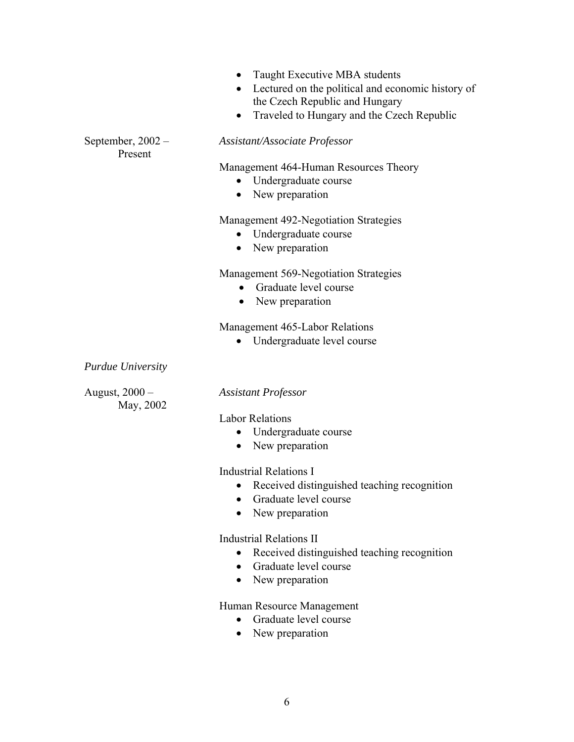- Taught Executive MBA students
- Lectured on the political and economic history of the Czech Republic and Hungary
- Traveled to Hungary and the Czech Republic

September, 2002 – Present

*Assistant/Associate Professor*

Management 464-Human Resources Theory
- Undergraduate course
- New preparation

Management 492-Negotiation Strategies
- Undergraduate course
- New preparation

Management 569-Negotiation Strategies
- Graduate level course
- New preparation

Management 465-Labor Relations
- Undergraduate level course

*Purdue University*

August, 2000 – May, 2002

*Assistant Professor*

Labor Relations
- Undergraduate course
- New preparation

Industrial Relations I
- Received distinguished teaching recognition
- Graduate level course
- New preparation

Industrial Relations II
- Received distinguished teaching recognition
- Graduate level course
- New preparation

Human Resource Management
- Graduate level course
- New preparation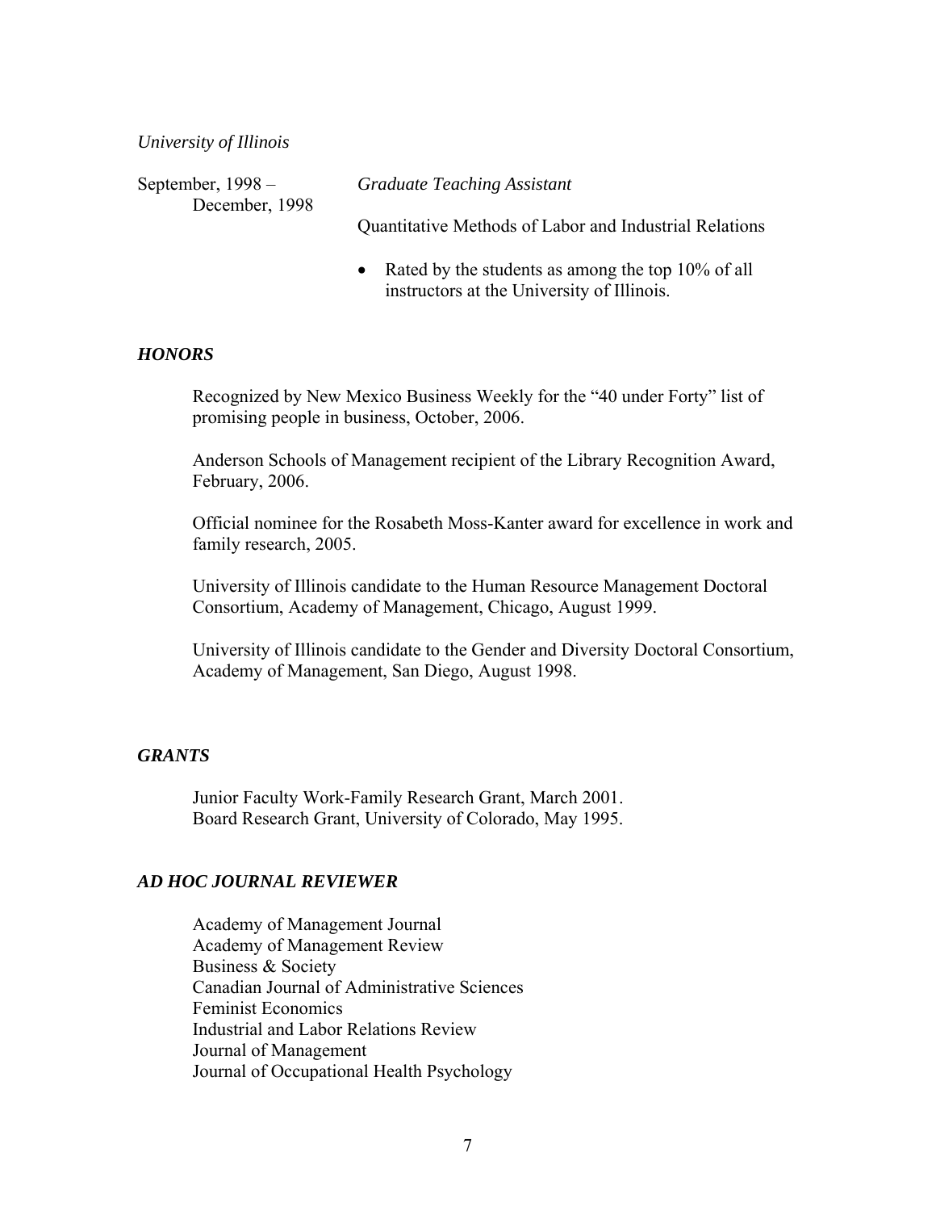*University of Illinois*

September, 1998 – December, 1998 — *Graduate Teaching Assistant*

Quantitative Methods of Labor and Industrial Relations

- Rated by the students as among the top 10% of all instructors at the University of Illinois.

### *HONORS*

Recognized by New Mexico Business Weekly for the "40 under Forty" list of promising people in business, October, 2006.

Anderson Schools of Management recipient of the Library Recognition Award, February, 2006.

Official nominee for the Rosabeth Moss-Kanter award for excellence in work and family research, 2005.

University of Illinois candidate to the Human Resource Management Doctoral Consortium, Academy of Management, Chicago, August 1999.

University of Illinois candidate to the Gender and Diversity Doctoral Consortium, Academy of Management, San Diego, August 1998.

### *GRANTS*

Junior Faculty Work-Family Research Grant, March 2001.
Board Research Grant, University of Colorado, May 1995.

### *AD HOC JOURNAL REVIEWER*

Academy of Management Journal
Academy of Management Review
Business & Society
Canadian Journal of Administrative Sciences
Feminist Economics
Industrial and Labor Relations Review
Journal of Management
Journal of Occupational Health Psychology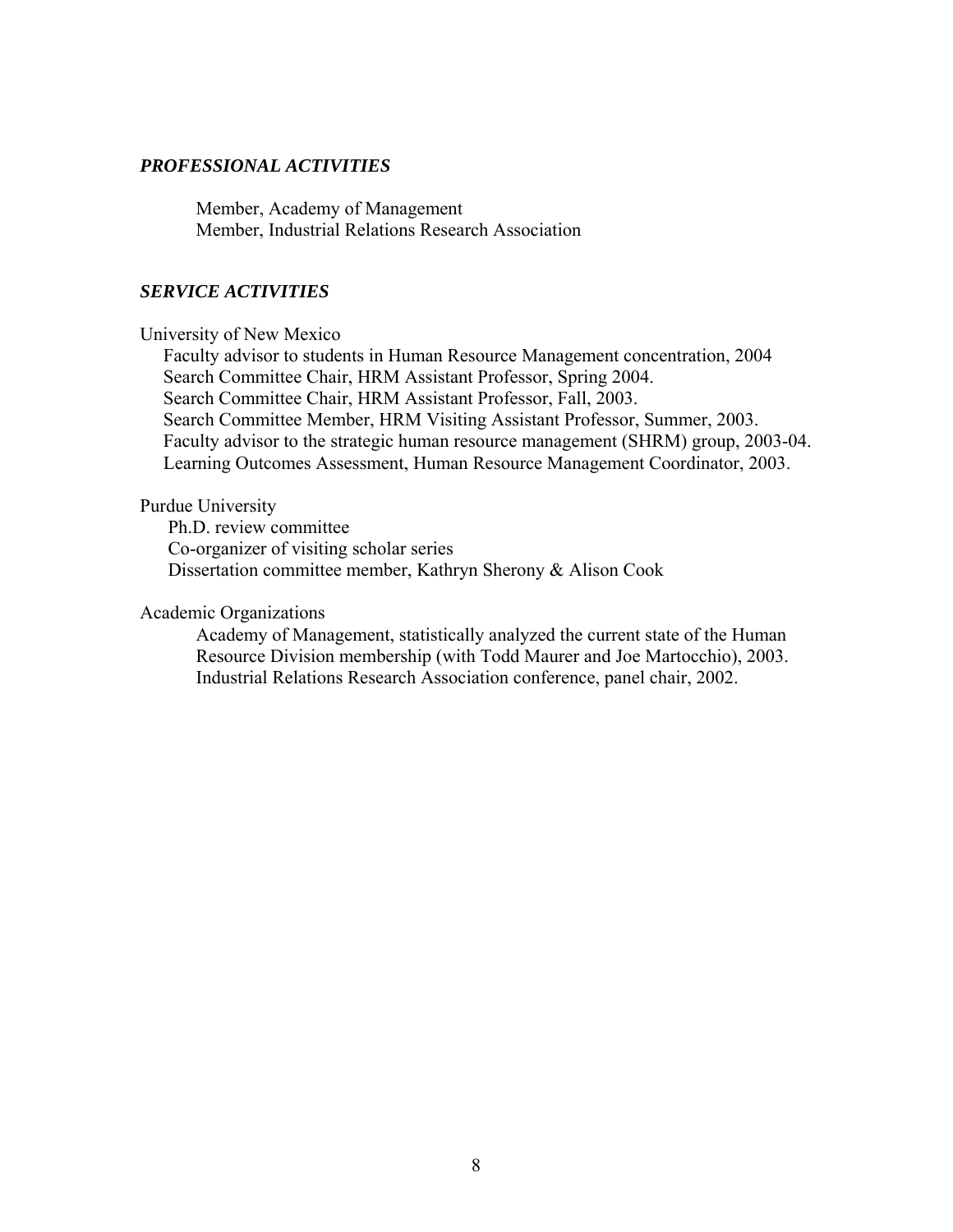### ***PROFESSIONAL ACTIVITIES***

Member, Academy of Management
Member, Industrial Relations Research Association

### ***SERVICE ACTIVITIES***

University of New Mexico

- Faculty advisor to students in Human Resource Management concentration, 2004
- Search Committee Chair, HRM Assistant Professor, Spring 2004.
- Search Committee Chair, HRM Assistant Professor, Fall, 2003.
- Search Committee Member, HRM Visiting Assistant Professor, Summer, 2003.
- Faculty advisor to the strategic human resource management (SHRM) group, 2003-04.
- Learning Outcomes Assessment, Human Resource Management Coordinator, 2003.

Purdue University

- Ph.D. review committee
- Co-organizer of visiting scholar series
- Dissertation committee member, Kathryn Sherony & Alison Cook

Academic Organizations

- Academy of Management, statistically analyzed the current state of the Human Resource Division membership (with Todd Maurer and Joe Martocchio), 2003.
- Industrial Relations Research Association conference, panel chair, 2002.